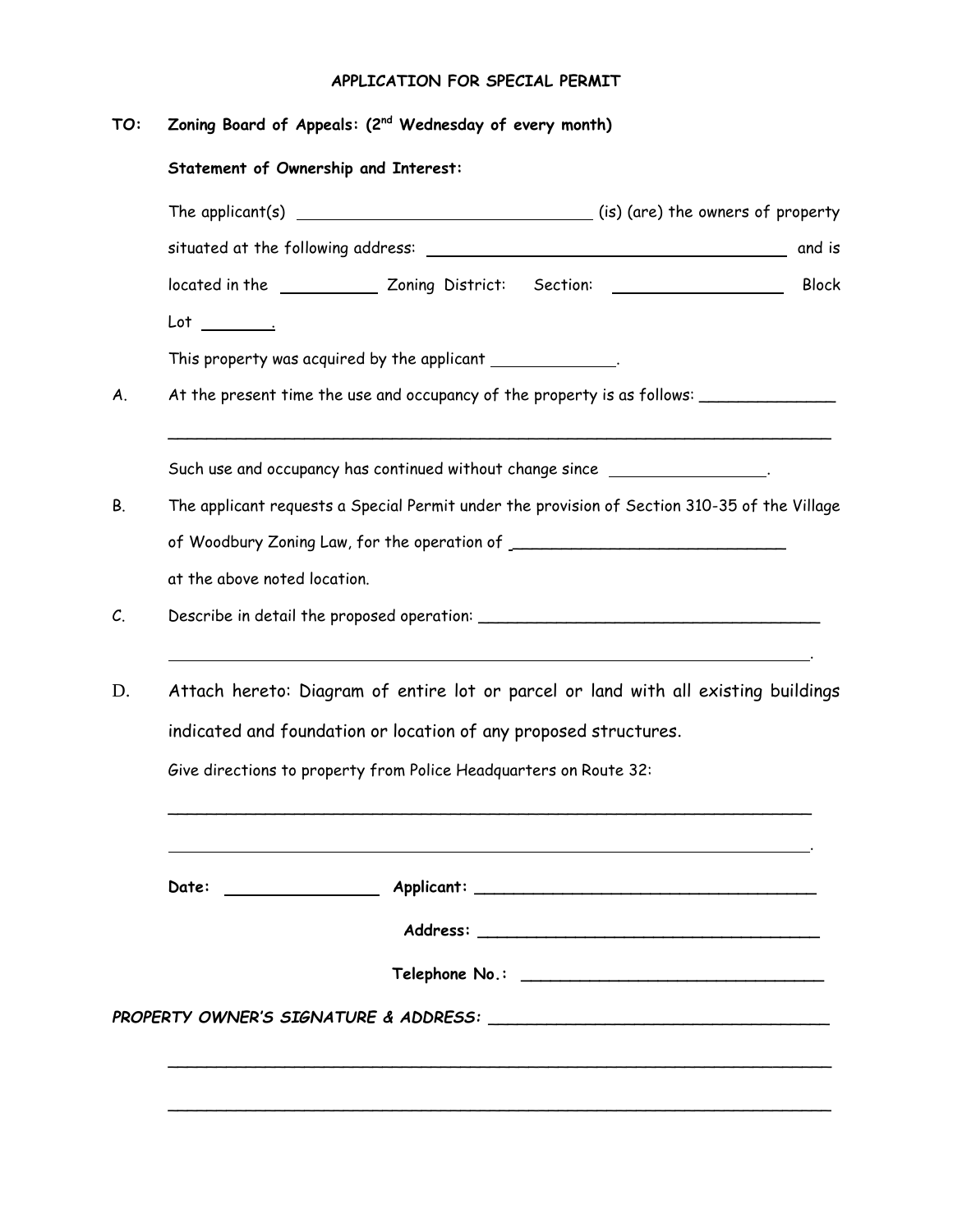# APPLICATION FOR SPECIAL PERMIT

**TO:** **Zoning Board of Appeals: (2nd Wednesday of every month)**

**Statement of Ownership and Interest:**

The applicant(s) ______________________________ (is) (are) the owners of property situated at the following address: ____________________________________ and is located in the __________ Zoning District: Section: __________________ Block Lot ________.

This property was acquired by the applicant _____________.

A. At the present time the use and occupancy of the property is as follows: ______________

_______________________________________________________________________

Such use and occupancy has continued without change since ________________.

B. The applicant requests a Special Permit under the provision of Section 310-35 of the Village of Woodbury Zoning Law, for the operation of ____________________________ at the above noted location.

C. Describe in detail the proposed operation: ___________________________________

_______________________________________________________________________.

D. Attach hereto: Diagram of entire lot or parcel or land with all existing buildings indicated and foundation or location of any proposed structures.

Give directions to property from Police Headquarters on Route 32:

_______________________________________________________________________

_______________________________________________________________________.

**Date:** ________________ **Applicant:** ___________________________________

**Address:** ___________________________________

**Telephone No.:** ______________________________

***PROPERTY OWNER'S SIGNATURE & ADDRESS:*** ___________________________________

_______________________________________________________________________

_______________________________________________________________________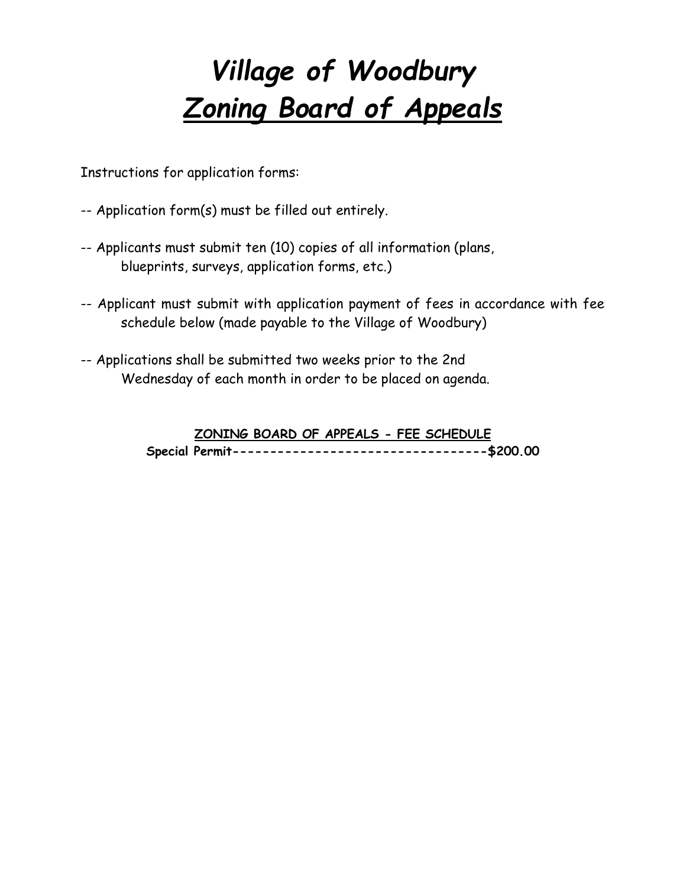# *Village of Woodbury*
# ***Zoning Board of Appeals***

Instructions for application forms:

-- Application form(s) must be filled out entirely.

-- Applicants must submit ten (10) copies of all information (plans, blueprints, surveys, application forms, etc.)

-- Applicant must submit with application payment of fees in accordance with fee schedule below (made payable to the Village of Woodbury)

-- Applications shall be submitted two weeks prior to the 2nd Wednesday of each month in order to be placed on agenda.

**ZONING BOARD OF APPEALS - FEE SCHEDULE**

**Special Permit----------------------------------$200.00**